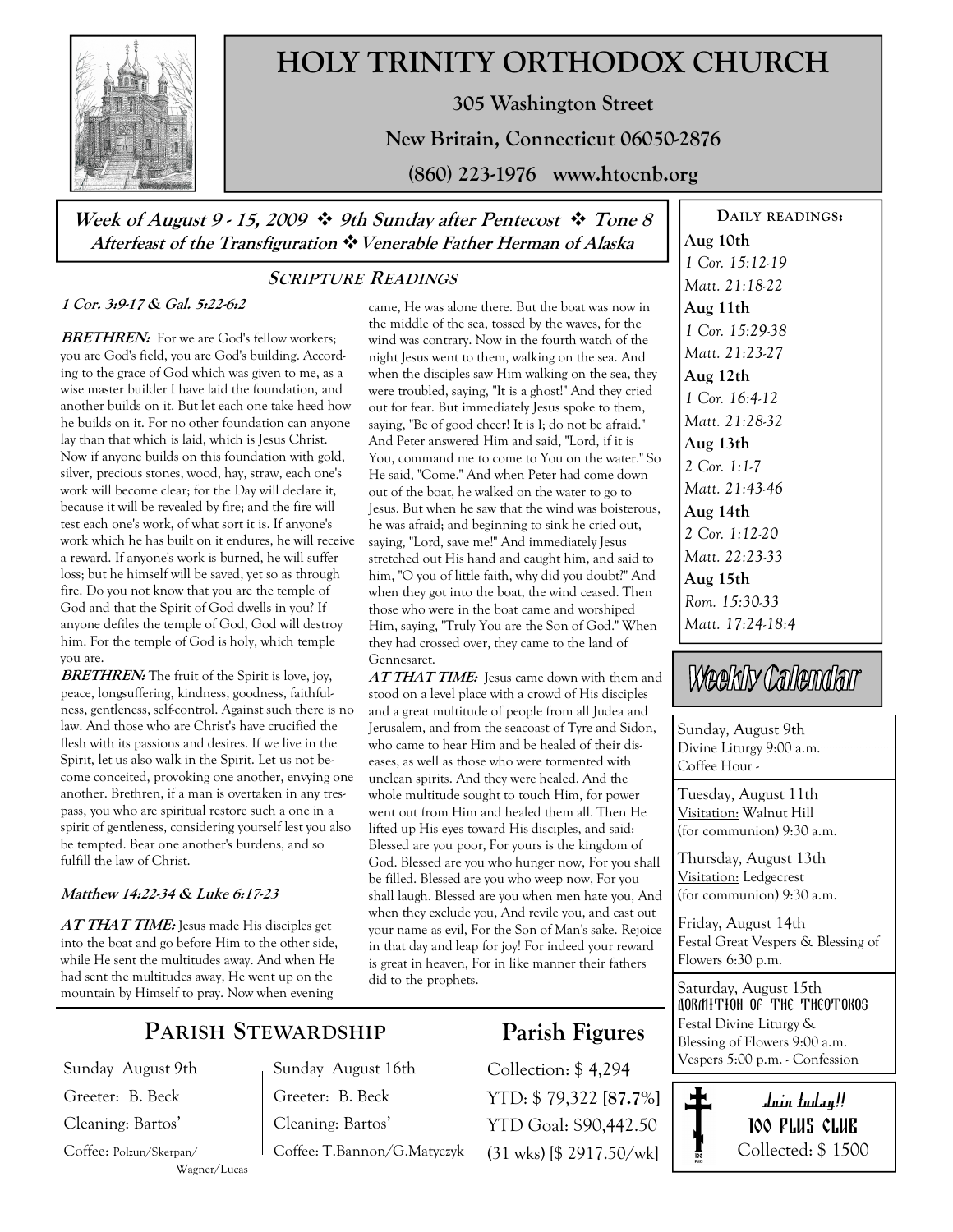# HOLY TRINITY ORTHODOX CHURCH

**305 Washington Street**

**New Britain, Connecticut 06050-2876**

**(860) 223-1976 www.htocnb.org**

***Week of August 9 - 15, 2009 ❖ 9th Sunday after Pentecost ❖ Tone 8***
***Afterfeast of the Transfiguration ❖ Venerable Father Herman of Alaska***

## SCRIPTURE READINGS

***1 Cor. 3:9-17 & Gal. 5:22-6:2***

***BRETHREN:*** For we are God's fellow workers; you are God's field, you are God's building. According to the grace of God which was given to me, as a wise master builder I have laid the foundation, and another builds on it. But let each one take heed how he builds on it. For no other foundation can anyone lay than that which is laid, which is Jesus Christ. Now if anyone builds on this foundation with gold, silver, precious stones, wood, hay, straw, each one's work will become clear; for the Day will declare it, because it will be revealed by fire; and the fire will test each one's work, of what sort it is. If anyone's work which he has built on it endures, he will receive a reward. If anyone's work is burned, he will suffer loss; but he himself will be saved, yet so as through fire. Do you not know that you are the temple of God and that the Spirit of God dwells in you? If anyone defiles the temple of God, God will destroy him. For the temple of God is holy, which temple you are.

***BRETHREN:*** The fruit of the Spirit is love, joy, peace, longsuffering, kindness, goodness, faithfulness, gentleness, self-control. Against such there is no law. And those who are Christ's have crucified the flesh with its passions and desires. If we live in the Spirit, let us also walk in the Spirit. Let us not become conceited, provoking one another, envying one another. Brethren, if a man is overtaken in any trespass, you who are spiritual restore such a one in a spirit of gentleness, considering yourself lest you also be tempted. Bear one another's burdens, and so fulfill the law of Christ.

***Matthew 14:22-34 & Luke 6:17-23***

***AT THAT TIME:*** Jesus made His disciples get into the boat and go before Him to the other side, while He sent the multitudes away. And when He had sent the multitudes away, He went up on the mountain by Himself to pray. Now when evening came, He was alone there. But the boat was now in the middle of the sea, tossed by the waves, for the wind was contrary. Now in the fourth watch of the night Jesus went to them, walking on the sea. And when the disciples saw Him walking on the sea, they were troubled, saying, "It is a ghost!" And they cried out for fear. But immediately Jesus spoke to them, saying, "Be of good cheer! It is I; do not be afraid." And Peter answered Him and said, "Lord, if it is You, command me to come to You on the water." So He said, "Come." And when Peter had come down out of the boat, he walked on the water to go to Jesus. But when he saw that the wind was boisterous, he was afraid; and beginning to sink he cried out, saying, "Lord, save me!" And immediately Jesus stretched out His hand and caught him, and said to him, "O you of little faith, why did you doubt?" And when they got into the boat, the wind ceased. Then those who were in the boat came and worshiped Him, saying, "Truly You are the Son of God." When they had crossed over, they came to the land of Gennesaret.

***AT THAT TIME:*** Jesus came down with them and stood on a level place with a crowd of His disciples and a great multitude of people from all Judea and Jerusalem, and from the seacoast of Tyre and Sidon, who came to hear Him and be healed of their diseases, as well as those who were tormented with unclean spirits. And they were healed. And the whole multitude sought to touch Him, for power went out from Him and healed them all. Then He lifted up His eyes toward His disciples, and said: Blessed are you poor, For yours is the kingdom of God. Blessed are you who hunger now, For you shall be filled. Blessed are you who weep now, For you shall laugh. Blessed are you when men hate you, And when they exclude you, And revile you, and cast out your name as evil, For the Son of Man's sake. Rejoice in that day and leap for joy! For indeed your reward is great in heaven, For in like manner their fathers did to the prophets.

## DAILY READINGS:

**Aug 10th**
*1 Cor. 15:12-19*
*Matt. 21:18-22*

**Aug 11th**
*1 Cor. 15:29-38*
*Matt. 21:23-27*

**Aug 12th**
*1 Cor. 16:4-12*
*Matt. 21:28-32*

**Aug 13th**
*2 Cor. 1:1-7*
*Matt. 21:43-46*

**Aug 14th**
*2 Cor. 1:12-20*
*Matt. 22:23-33*

**Aug 15th**
*Rom. 15:30-33*
*Matt. 17:24-18:4*

## Weekly Calendar

**Sunday, August 9th**
Divine Liturgy 9:00 a.m.
Coffee Hour -

**Tuesday, August 11th**
Visitation: Walnut Hill
(for communion) 9:30 a.m.

**Thursday, August 13th**
Visitation: Ledgecrest
(for communion) 9:30 a.m.

**Friday, August 14th**
Festal Great Vespers & Blessing of Flowers 6:30 p.m.

**Saturday, August 15th**
DORMITION OF THE THEOTOKOS
Festal Divine Liturgy &
Blessing of Flowers 9:00 a.m.
Vespers 5:00 p.m. - Confession

## PARISH STEWARDSHIP

| Sunday August 9th | Sunday August 16th |
|---|---|
| Greeter: B. Beck | Greeter: B. Beck |
| Cleaning: Bartos' | Cleaning: Bartos' |
| Coffee: Polzun/Skerpan/Wagner/Lucas | Coffee: T.Bannon/G.Matyczyk |

## Parish Figures

Collection: $ 4,294
YTD: $ 79,322 [87.7%]
YTD Goal: $90,442.50
(31 wks) [$ 2917.50/wk]

**Join today!!**
**100 PLUS CLUB**
Collected: $ 1500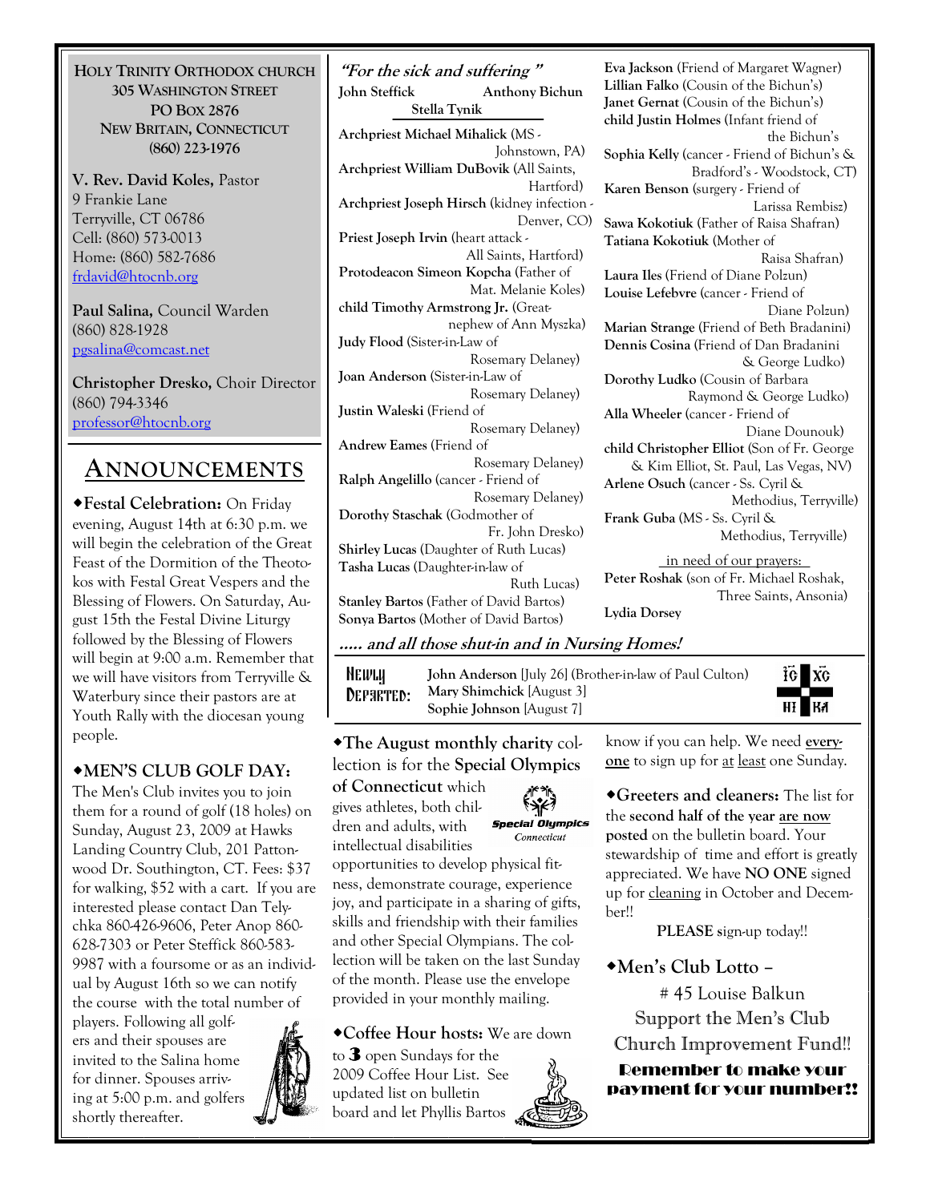**HOLY TRINITY ORTHODOX CHURCH**
**305 WASHINGTON STREET**
**PO BOX 2876**
**NEW BRITAIN, CONNECTICUT**
**(860) 223-1976**

**V. Rev. David Koles,** Pastor
9 Frankie Lane
Terryville, CT 06786
Cell: (860) 573-0013
Home: (860) 582-7686
frdavid@htocnb.org

**Paul Salina,** Council Warden
(860) 828-1928
pgsalina@comcast.net

**Christopher Dresko,** Choir Director
(860) 794-3346
professor@htocnb.org

## ANNOUNCEMENTS

◆**Festal Celebration:** On Friday evening, August 14th at 6:30 p.m. we will begin the celebration of the Great Feast of the Dormition of the Theotokos with Festal Great Vespers and the Blessing of Flowers. On Saturday, August 15th the Festal Divine Liturgy followed by the Blessing of Flowers will begin at 9:00 a.m. Remember that we will have visitors from Terryville & Waterbury since their pastors are at Youth Rally with the diocesan young people.

◆**MEN'S CLUB GOLF DAY:** The Men's Club invites you to join them for a round of golf (18 holes) on Sunday, August 23, 2009 at Hawks Landing Country Club, 201 Pattonwood Dr. Southington, CT. Fees: $37 for walking, $52 with a cart. If you are interested please contact Dan Telychka 860-426-9606, Peter Anop 860-628-7303 or Peter Steffick 860-583-9987 with a foursome or as an individual by August 16th so we can notify the course with the total number of players. Following all golfers and their spouses are invited to the Salina home for dinner. Spouses arriving at 5:00 p.m. and golfers shortly thereafter.

### *"For the sick and suffering"*

**John Steffick**
**Anthony Bichun**
**Stella Tynik**

**Archpriest Michael Mihalick** (MS - Johnstown, PA)
**Archpriest William DuBovik** (All Saints, Hartford)
**Archpriest Joseph Hirsch** (kidney infection - Denver, CO)
**Priest Joseph Irvin** (heart attack - All Saints, Hartford)
**Protodeacon Simeon Kopcha** (Father of Mat. Melanie Koles)
**child Timothy Armstrong Jr.** (Great-nephew of Ann Myszka)
**Judy Flood** (Sister-in-Law of Rosemary Delaney)
**Joan Anderson** (Sister-in-Law of Rosemary Delaney)
**Justin Waleski** (Friend of Rosemary Delaney)
**Andrew Eames** (Friend of Rosemary Delaney)
**Ralph Angelillo** (cancer - Friend of Rosemary Delaney)
**Dorothy Staschak** (Godmother of Fr. John Dresko)
**Shirley Lucas** (Daughter of Ruth Lucas)
**Tasha Lucas** (Daughter-in-law of Ruth Lucas)
**Stanley Bartos** (Father of David Bartos)
**Sonya Bartos** (Mother of David Bartos)
**Eva Jackson** (Friend of Margaret Wagner)
**Lillian Falko** (Cousin of the Bichun's)
**Janet Gernat** (Cousin of the Bichun's)
**child Justin Holmes** (Infant friend of the Bichun's
**Sophia Kelly** (cancer - Friend of Bichun's & Bradford's - Woodstock, CT)
**Karen Benson** (surgery - Friend of Larissa Rembisz)
**Sawa Kokotiuk** (Father of Raisa Shafran)
**Tatiana Kokotiuk** (Mother of Raisa Shafran)
**Laura Iles** (Friend of Diane Polzun)
**Louise Lefebvre** (cancer - Friend of Diane Polzun)
**Marian Strange** (Friend of Beth Bradanini)
**Dennis Cosina** (Friend of Dan Bradanini & George Ludko)
**Dorothy Ludko** (Cousin of Barbara Raymond & George Ludko)
**Alla Wheeler** (cancer - Friend of Diane Dounouk)
**child Christopher Elliot** (Son of Fr. George & Kim Elliot, St. Paul, Las Vegas, NV)
**Arlene Osuch** (cancer - Ss. Cyril & Methodius, Terryville)
**Frank Guba** (MS - Ss. Cyril & Methodius, Terryville)

in need of our prayers:

**Peter Roshak** (son of Fr. Michael Roshak, Three Saints, Ansonia)
**Lydia Dorsey**

***..... and all those shut-in and in Nursing Homes!***

**NEWLY DEPARTED:**
**John Anderson** [July 26] (Brother-in-law of Paul Culton)
**Mary Shimchick** [August 3]
**Sophie Johnson** [August 7]

ІС ХС
НІ КА

◆**The August monthly charity** collection is for the **Special Olympics of Connecticut** which gives athletes, both children and adults, with intellectual disabilities opportunities to develop physical fitness, demonstrate courage, experience joy, and participate in a sharing of gifts, skills and friendship with their families and other Special Olympians. The collection will be taken on the last Sunday of the month. Please use the envelope provided in your monthly mailing.

*Special Olympics* Connecticut

◆**Coffee Hour hosts:** We are down to **3** open Sundays for the 2009 Coffee Hour List. See updated list on bulletin board and let Phyllis Bartos know if you can help. We need **every-one** to sign up for at least one Sunday.

◆**Greeters and cleaners:** The list for the **second half of the year are now posted** on the bulletin board. Your stewardship of time and effort is greatly appreciated. We have **NO ONE** signed up for cleaning in October and December!!

**PLEASE** sign-up today!!

◆**Men's Club Lotto –**

# 45 Louise Balkun
Support the Men's Club
Church Improvement Fund!!

**Remember to make your payment for your number!!**